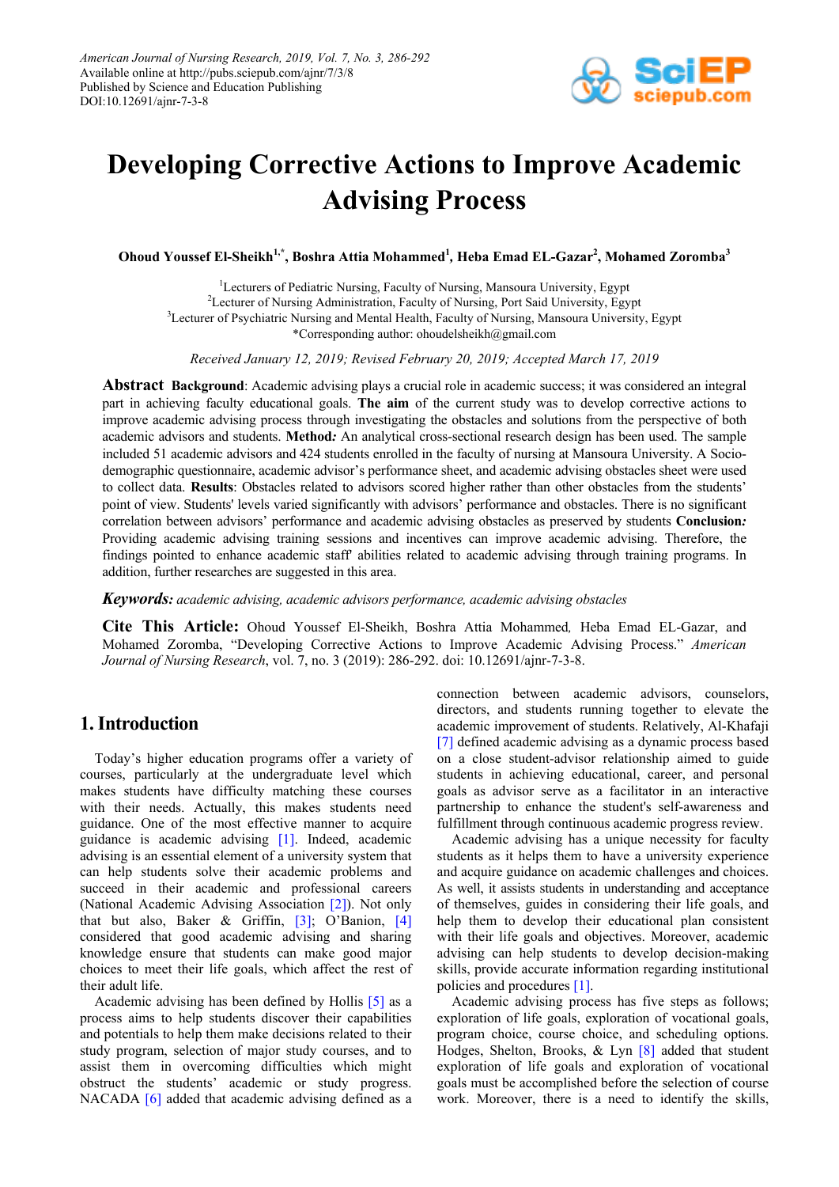American Journal of Nursing Research, 2019, Vol. 7, No. 3, 286-292
Available online at http://pubs.sciepub.com/ajnr/7/3/8
Published by Science and Education Publishing
DOI:10.12691/ajnr-7-3-8

# Developing Corrective Actions to Improve Academic Advising Process

**Ohoud Youssef El-Sheikh[1,*], Boshra Attia Mohammed[1], Heba Emad EL-Gazar[2], Mohamed Zoromba[3]**

[1]Lecturers of Pediatric Nursing, Faculty of Nursing, Mansoura University, Egypt
[2]Lecturer of Nursing Administration, Faculty of Nursing, Port Said University, Egypt
[3]Lecturer of Psychiatric Nursing and Mental Health, Faculty of Nursing, Mansoura University, Egypt
*Corresponding author: ohoudelsheikh@gmail.com

*Received January 12, 2019; Revised February 20, 2019; Accepted March 17, 2019*

**Abstract** **Background**: Academic advising plays a crucial role in academic success; it was considered an integral part in achieving faculty educational goals. **The aim** of the current study was to develop corrective actions to improve academic advising process through investigating the obstacles and solutions from the perspective of both academic advisors and students. **Method***:* An analytical cross-sectional research design has been used. The sample included 51 academic advisors and 424 students enrolled in the faculty of nursing at Mansoura University. A Socio-demographic questionnaire, academic advisor's performance sheet, and academic advising obstacles sheet were used to collect data. **Results**: Obstacles related to advisors scored higher rather than other obstacles from the students' point of view. Students' levels varied significantly with advisors' performance and obstacles. There is no significant correlation between advisors' performance and academic advising obstacles as preserved by students **Conclusion***:* Providing academic advising training sessions and incentives can improve academic advising. Therefore, the findings pointed to enhance academic staff' abilities related to academic advising through training programs. In addition, further researches are suggested in this area.

***Keywords:*** *academic advising, academic advisors performance, academic advising obstacles*

**Cite This Article:** Ohoud Youssef El-Sheikh, Boshra Attia Mohammed, Heba Emad EL-Gazar, and Mohamed Zoromba, "Developing Corrective Actions to Improve Academic Advising Process." *American Journal of Nursing Research*, vol. 7, no. 3 (2019): 286-292. doi: 10.12691/ajnr-7-3-8.

## 1. Introduction

Today's higher education programs offer a variety of courses, particularly at the undergraduate level which makes students have difficulty matching these courses with their needs. Actually, this makes students need guidance. One of the most effective manner to acquire guidance is academic advising [1]. Indeed, academic advising is an essential element of a university system that can help students solve their academic problems and succeed in their academic and professional careers (National Academic Advising Association [2]). Not only that but also, Baker & Griffin, [3]; O'Banion, [4] considered that good academic advising and sharing knowledge ensure that students can make good major choices to meet their life goals, which affect the rest of their adult life.

Academic advising has been defined by Hollis [5] as a process aims to help students discover their capabilities and potentials to help them make decisions related to their study program, selection of major study courses, and to assist them in overcoming difficulties which might obstruct the students' academic or study progress. NACADA [6] added that academic advising defined as a connection between academic advisors, counselors, directors, and students running together to elevate the academic improvement of students. Relatively, Al-Khafaji [7] defined academic advising as a dynamic process based on a close student-advisor relationship aimed to guide students in achieving educational, career, and personal goals as advisor serve as a facilitator in an interactive partnership to enhance the student's self-awareness and fulfillment through continuous academic progress review.

Academic advising has a unique necessity for faculty students as it helps them to have a university experience and acquire guidance on academic challenges and choices. As well, it assists students in understanding and acceptance of themselves, guides in considering their life goals, and help them to develop their educational plan consistent with their life goals and objectives. Moreover, academic advising can help students to develop decision-making skills, provide accurate information regarding institutional policies and procedures [1].

Academic advising process has five steps as follows; exploration of life goals, exploration of vocational goals, program choice, course choice, and scheduling options. Hodges, Shelton, Brooks, & Lyn [8] added that student exploration of life goals and exploration of vocational goals must be accomplished before the selection of course work. Moreover, there is a need to identify the skills,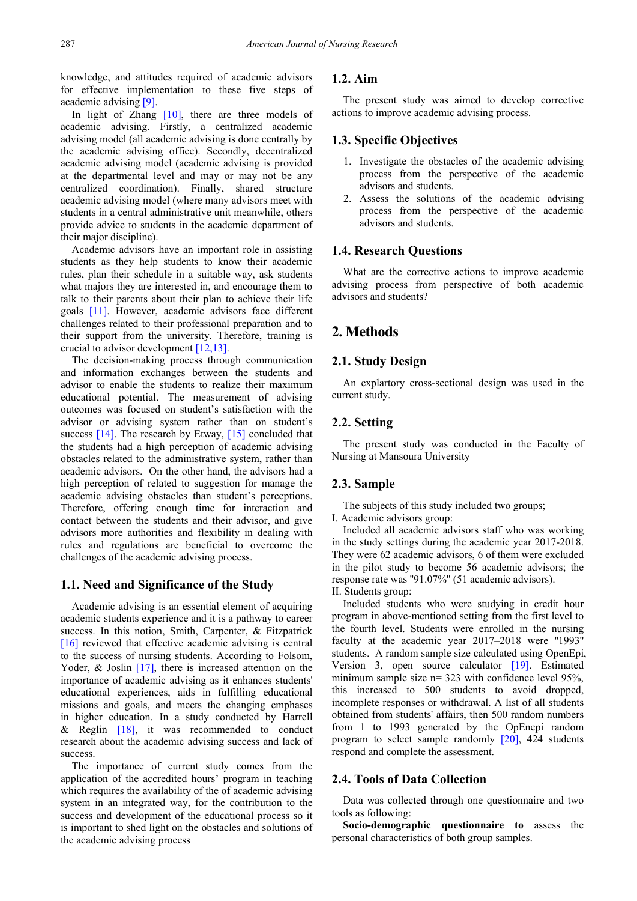knowledge, and attitudes required of academic advisors for effective implementation to these five steps of academic advising [9].

In light of Zhang [10], there are three models of academic advising. Firstly, a centralized academic advising model (all academic advising is done centrally by the academic advising office). Secondly, decentralized academic advising model (academic advising is provided at the departmental level and may or may not be any centralized coordination). Finally, shared structure academic advising model (where many advisors meet with students in a central administrative unit meanwhile, others provide advice to students in the academic department of their major discipline).

Academic advisors have an important role in assisting students as they help students to know their academic rules, plan their schedule in a suitable way, ask students what majors they are interested in, and encourage them to talk to their parents about their plan to achieve their life goals [11]. However, academic advisors face different challenges related to their professional preparation and to their support from the university. Therefore, training is crucial to advisor development [12,13].

The decision-making process through communication and information exchanges between the students and advisor to enable the students to realize their maximum educational potential. The measurement of advising outcomes was focused on student's satisfaction with the advisor or advising system rather than on student's success [14]. The research by Etway, [15] concluded that the students had a high perception of academic advising obstacles related to the administrative system, rather than academic advisors. On the other hand, the advisors had a high perception of related to suggestion for manage the academic advising obstacles than student's perceptions. Therefore, offering enough time for interaction and contact between the students and their advisor, and give advisors more authorities and flexibility in dealing with rules and regulations are beneficial to overcome the challenges of the academic advising process.

### 1.1. Need and Significance of the Study

Academic advising is an essential element of acquiring academic students experience and it is a pathway to career success. In this notion, Smith, Carpenter, & Fitzpatrick [16] reviewed that effective academic advising is central to the success of nursing students. According to Folsom, Yoder, & Joslin [17], there is increased attention on the importance of academic advising as it enhances students' educational experiences, aids in fulfilling educational missions and goals, and meets the changing emphases in higher education. In a study conducted by Harrell & Reglin [18], it was recommended to conduct research about the academic advising success and lack of success.

The importance of current study comes from the application of the accredited hours' program in teaching which requires the availability of the of academic advising system in an integrated way, for the contribution to the success and development of the educational process so it is important to shed light on the obstacles and solutions of the academic advising process

### 1.2. Aim

The present study was aimed to develop corrective actions to improve academic advising process.

### 1.3. Specific Objectives

1. Investigate the obstacles of the academic advising process from the perspective of the academic advisors and students.
2. Assess the solutions of the academic advising process from the perspective of the academic advisors and students.

### 1.4. Research Questions

What are the corrective actions to improve academic advising process from perspective of both academic advisors and students?

## 2. Methods

### 2.1. Study Design

An explartory cross-sectional design was used in the current study.

### 2.2. Setting

The present study was conducted in the Faculty of Nursing at Mansoura University

### 2.3. Sample

The subjects of this study included two groups;

I. Academic advisors group:

Included all academic advisors staff who was working in the study settings during the academic year 2017-2018. They were 62 academic advisors, 6 of them were excluded in the pilot study to become 56 academic advisors; the response rate was "91.07%" (51 academic advisors).

II. Students group:

Included students who were studying in credit hour program in above-mentioned setting from the first level to the fourth level. Students were enrolled in the nursing faculty at the academic year 2017–2018 were "1993" students. A random sample size calculated using OpenEpi, Version 3, open source calculator [19]. Estimated minimum sample size n= 323 with confidence level 95%, this increased to 500 students to avoid dropped, incomplete responses or withdrawal. A list of all students obtained from students' affairs, then 500 random numbers from 1 to 1993 generated by the OpEnepi random program to select sample randomly [20], 424 students respond and complete the assessment.

### 2.4. Tools of Data Collection

Data was collected through one questionnaire and two tools as following:

**Socio-demographic questionnaire to** assess the personal characteristics of both group samples.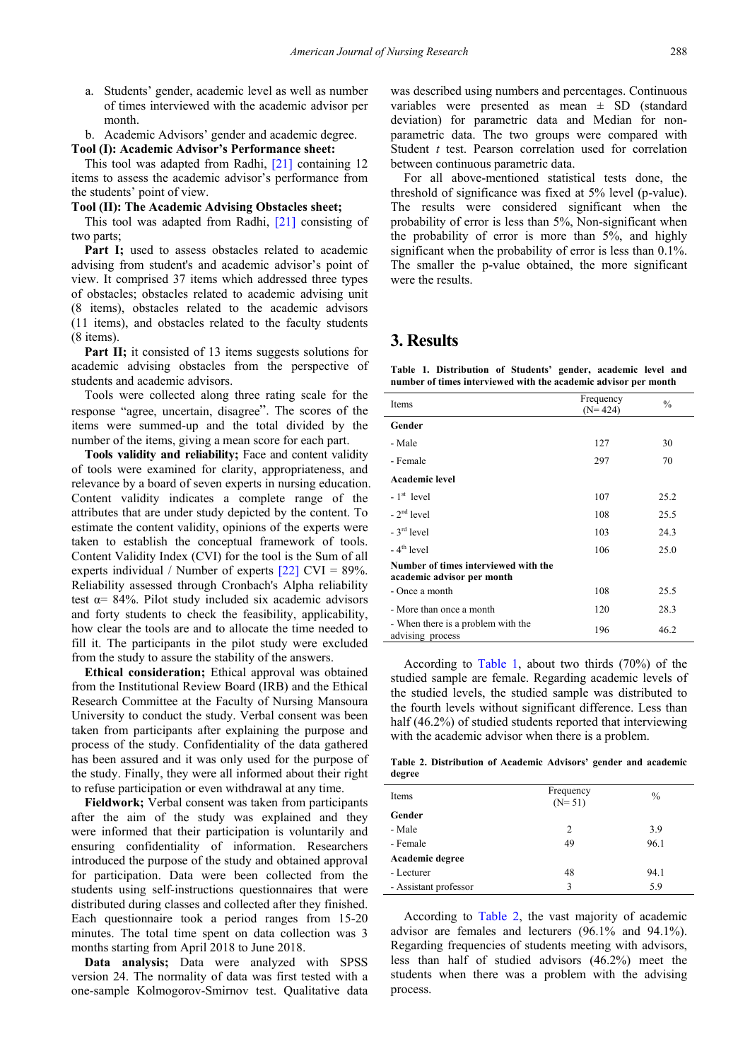a. Students' gender, academic level as well as number of times interviewed with the academic advisor per month.

b. Academic Advisors' gender and academic degree.

**Tool (I): Academic Advisor's Performance sheet:**

This tool was adapted from Radhi, [21] containing 12 items to assess the academic advisor's performance from the students' point of view.

**Tool (II): The Academic Advising Obstacles sheet;**

This tool was adapted from Radhi, [21] consisting of two parts;

**Part I;** used to assess obstacles related to academic advising from student's and academic advisor's point of view. It comprised 37 items which addressed three types of obstacles; obstacles related to academic advising unit (8 items), obstacles related to the academic advisors (11 items), and obstacles related to the faculty students (8 items).

**Part II;** it consisted of 13 items suggests solutions for academic advising obstacles from the perspective of students and academic advisors.

Tools were collected along three rating scale for the response "agree, uncertain, disagree". The scores of the items were summed-up and the total divided by the number of the items, giving a mean score for each part.

**Tools validity and reliability;** Face and content validity of tools were examined for clarity, appropriateness, and relevance by a board of seven experts in nursing education. Content validity indicates a complete range of the attributes that are under study depicted by the content. To estimate the content validity, opinions of the experts were taken to establish the conceptual framework of tools. Content Validity Index (CVI) for the tool is the Sum of all experts individual / Number of experts [22] CVI = 89%. Reliability assessed through Cronbach's Alpha reliability test α= 84%. Pilot study included six academic advisors and forty students to check the feasibility, applicability, how clear the tools are and to allocate the time needed to fill it. The participants in the pilot study were excluded from the study to assure the stability of the answers.

**Ethical consideration;** Ethical approval was obtained from the Institutional Review Board (IRB) and the Ethical Research Committee at the Faculty of Nursing Mansoura University to conduct the study. Verbal consent was been taken from participants after explaining the purpose and process of the study. Confidentiality of the data gathered has been assured and it was only used for the purpose of the study. Finally, they were all informed about their right to refuse participation or even withdrawal at any time.

**Fieldwork;** Verbal consent was taken from participants after the aim of the study was explained and they were informed that their participation is voluntarily and ensuring confidentiality of information. Researchers introduced the purpose of the study and obtained approval for participation. Data were been collected from the students using self-instructions questionnaires that were distributed during classes and collected after they finished. Each questionnaire took a period ranges from 15-20 minutes. The total time spent on data collection was 3 months starting from April 2018 to June 2018.

**Data analysis;** Data were analyzed with SPSS version 24. The normality of data was first tested with a one-sample Kolmogorov-Smirnov test. Qualitative data was described using numbers and percentages. Continuous variables were presented as mean ± SD (standard deviation) for parametric data and Median for non-parametric data. The two groups were compared with Student *t* test. Pearson correlation used for correlation between continuous parametric data.

For all above-mentioned statistical tests done, the threshold of significance was fixed at 5% level (p-value). The results were considered significant when the probability of error is less than 5%, Non-significant when the probability of error is more than 5%, and highly significant when the probability of error is less than 0.1%. The smaller the p-value obtained, the more significant were the results.

# 3. Results

**Table 1. Distribution of Students' gender, academic level and number of times interviewed with the academic advisor per month**

| Items | Frequency (N= 424) | % |
|---|---|---|
| **Gender** | | |
| - Male | 127 | 30 |
| - Female | 297 | 70 |
| **Academic level** | | |
| - 1st level | 107 | 25.2 |
| - 2nd level | 108 | 25.5 |
| - 3rd level | 103 | 24.3 |
| - 4th level | 106 | 25.0 |
| **Number of times interviewed with the academic advisor per month** | | |
| - Once a month | 108 | 25.5 |
| - More than once a month | 120 | 28.3 |
| - When there is a problem with the advising process | 196 | 46.2 |

According to Table 1, about two thirds (70%) of the studied sample are female. Regarding academic levels of the studied levels, the studied sample was distributed to the fourth levels without significant difference. Less than half (46.2%) of studied students reported that interviewing with the academic advisor when there is a problem.

**Table 2. Distribution of Academic Advisors' gender and academic degree**

| Items | Frequency (N= 51) | % |
|---|---|---|
| **Gender** | | |
| - Male | 2 | 3.9 |
| - Female | 49 | 96.1 |
| **Academic degree** | | |
| - Lecturer | 48 | 94.1 |
| - Assistant professor | 3 | 5.9 |

According to Table 2, the vast majority of academic advisor are females and lecturers (96.1% and 94.1%). Regarding frequencies of students meeting with advisors, less than half of studied advisors (46.2%) meet the students when there was a problem with the advising process.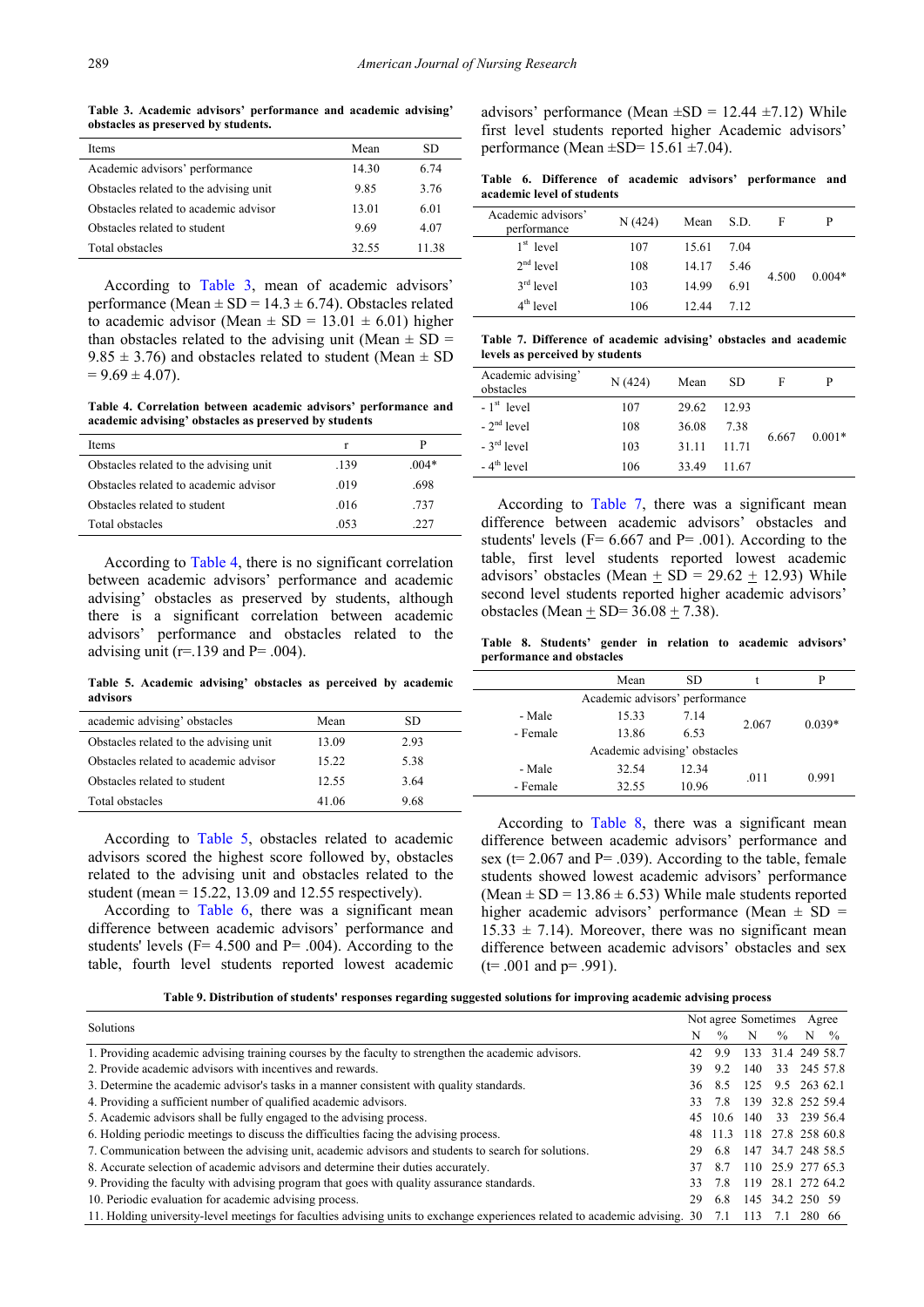**Table 3. Academic advisors' performance and academic advising' obstacles as preserved by students.**

| Items | Mean | SD |
|---|---|---|
| Academic advisors' performance | 14.30 | 6.74 |
| Obstacles related to the advising unit | 9.85 | 3.76 |
| Obstacles related to academic advisor | 13.01 | 6.01 |
| Obstacles related to student | 9.69 | 4.07 |
| Total obstacles | 32.55 | 11.38 |

According to Table 3, mean of academic advisors' performance (Mean ± SD = 14.3 ± 6.74). Obstacles related to academic advisor (Mean ± SD = 13.01 ± 6.01) higher than obstacles related to the advising unit (Mean ± SD = 9.85 ± 3.76) and obstacles related to student (Mean ± SD = 9.69 ± 4.07).

**Table 4. Correlation between academic advisors' performance and academic advising' obstacles as preserved by students**

| Items | r | P |
|---|---|---|
| Obstacles related to the advising unit | .139 | .004* |
| Obstacles related to academic advisor | .019 | .698 |
| Obstacles related to student | .016 | .737 |
| Total obstacles | .053 | .227 |

According to Table 4, there is no significant correlation between academic advisors' performance and academic advising' obstacles as preserved by students, although there is a significant correlation between academic advisors' performance and obstacles related to the advising unit (r=.139 and P= .004).

**Table 5. Academic advising' obstacles as perceived by academic advisors**

| academic advising' obstacles | Mean | SD |
|---|---|---|
| Obstacles related to the advising unit | 13.09 | 2.93 |
| Obstacles related to academic advisor | 15.22 | 5.38 |
| Obstacles related to student | 12.55 | 3.64 |
| Total obstacles | 41.06 | 9.68 |

According to Table 5, obstacles related to academic advisors scored the highest score followed by, obstacles related to the advising unit and obstacles related to the student (mean = 15.22, 13.09 and 12.55 respectively).

According to Table 6, there was a significant mean difference between academic advisors' performance and students' levels (F= 4.500 and P= .004). According to the table, fourth level students reported lowest academic advisors' performance (Mean ±SD = 12.44 ±7.12) While first level students reported higher Academic advisors' performance (Mean ±SD= 15.61 ±7.04).

**Table 6. Difference of academic advisors' performance and academic level of students**

| Academic advisors' performance | N (424) | Mean | S.D. | F | P |
|---|---|---|---|---|---|
| 1st level | 107 | 15.61 | 7.04 | 4.500 | 0.004* |
| 2nd level | 108 | 14.17 | 5.46 | | |
| 3rd level | 103 | 14.99 | 6.91 | | |
| 4th level | 106 | 12.44 | 7.12 | | |

**Table 7. Difference of academic advising' obstacles and academic levels as perceived by students**

| Academic advising' obstacles | N (424) | Mean | SD | F | P |
|---|---|---|---|---|---|
| - 1st level | 107 | 29.62 | 12.93 | 6.667 | 0.001* |
| - 2nd level | 108 | 36.08 | 7.38 | | |
| - 3rd level | 103 | 31.11 | 11.71 | | |
| - 4th level | 106 | 33.49 | 11.67 | | |

According to Table 7, there was a significant mean difference between academic advisors' obstacles and students' levels (F= 6.667 and P= .001). According to the table, first level students reported lowest academic advisors' obstacles (Mean ± SD = 29.62 ± 12.93) While second level students reported higher academic advisors' obstacles (Mean ± SD= 36.08 ± 7.38).

**Table 8. Students' gender in relation to academic advisors' performance and obstacles**

| | Mean | SD | t | P |
|---|---|---|---|---|
| | Academic advisors' performance | | | |
| - Male | 15.33 | 7.14 | 2.067 | 0.039* |
| - Female | 13.86 | 6.53 | | |
| | Academic advising' obstacles | | | |
| - Male | 32.54 | 12.34 | .011 | 0.991 |
| - Female | 32.55 | 10.96 | | |

According to Table 8, there was a significant mean difference between academic advisors' performance and sex (t= 2.067 and P= .039). According to the table, female students showed lowest academic advisors' performance (Mean ± SD = 13.86 ± 6.53) While male students reported higher academic advisors' performance (Mean ± SD = 15.33 ± 7.14). Moreover, there was no significant mean difference between academic advisors' obstacles and sex (t= .001 and p= .991).

**Table 9. Distribution of students' responses regarding suggested solutions for improving academic advising process**

| Solutions | Not agree | | Sometimes | | Agree | |
|---|---|---|---|---|---|---|
| | N | % | N | % | N | % |
| 1. Providing academic advising training courses by the faculty to strengthen the academic advisors. | 42 | 9.9 | 133 | 31.4 | 249 | 58.7 |
| 2. Provide academic advisors with incentives and rewards. | 39 | 9.2 | 140 | 33 | 245 | 57.8 |
| 3. Determine the academic advisor's tasks in a manner consistent with quality standards. | 36 | 8.5 | 125 | 9.5 | 263 | 62.1 |
| 4. Providing a sufficient number of qualified academic advisors. | 33 | 7.8 | 139 | 32.8 | 252 | 59.4 |
| 5. Academic advisors shall be fully engaged to the advising process. | 45 | 10.6 | 140 | 33 | 239 | 56.4 |
| 6. Holding periodic meetings to discuss the difficulties facing the advising process. | 48 | 11.3 | 118 | 27.8 | 258 | 60.8 |
| 7. Communication between the advising unit, academic advisors and students to search for solutions. | 29 | 6.8 | 147 | 34.7 | 248 | 58.5 |
| 8. Accurate selection of academic advisors and determine their duties accurately. | 37 | 8.7 | 110 | 25.9 | 277 | 65.3 |
| 9. Providing the faculty with advising program that goes with quality assurance standards. | 33 | 7.8 | 119 | 28.1 | 272 | 64.2 |
| 10. Periodic evaluation for academic advising process. | 29 | 6.8 | 145 | 34.2 | 250 | 59 |
| 11. Holding university-level meetings for faculties advising units to exchange experiences related to academic advising. | 30 | 7.1 | 113 | 7.1 | 280 | 66 |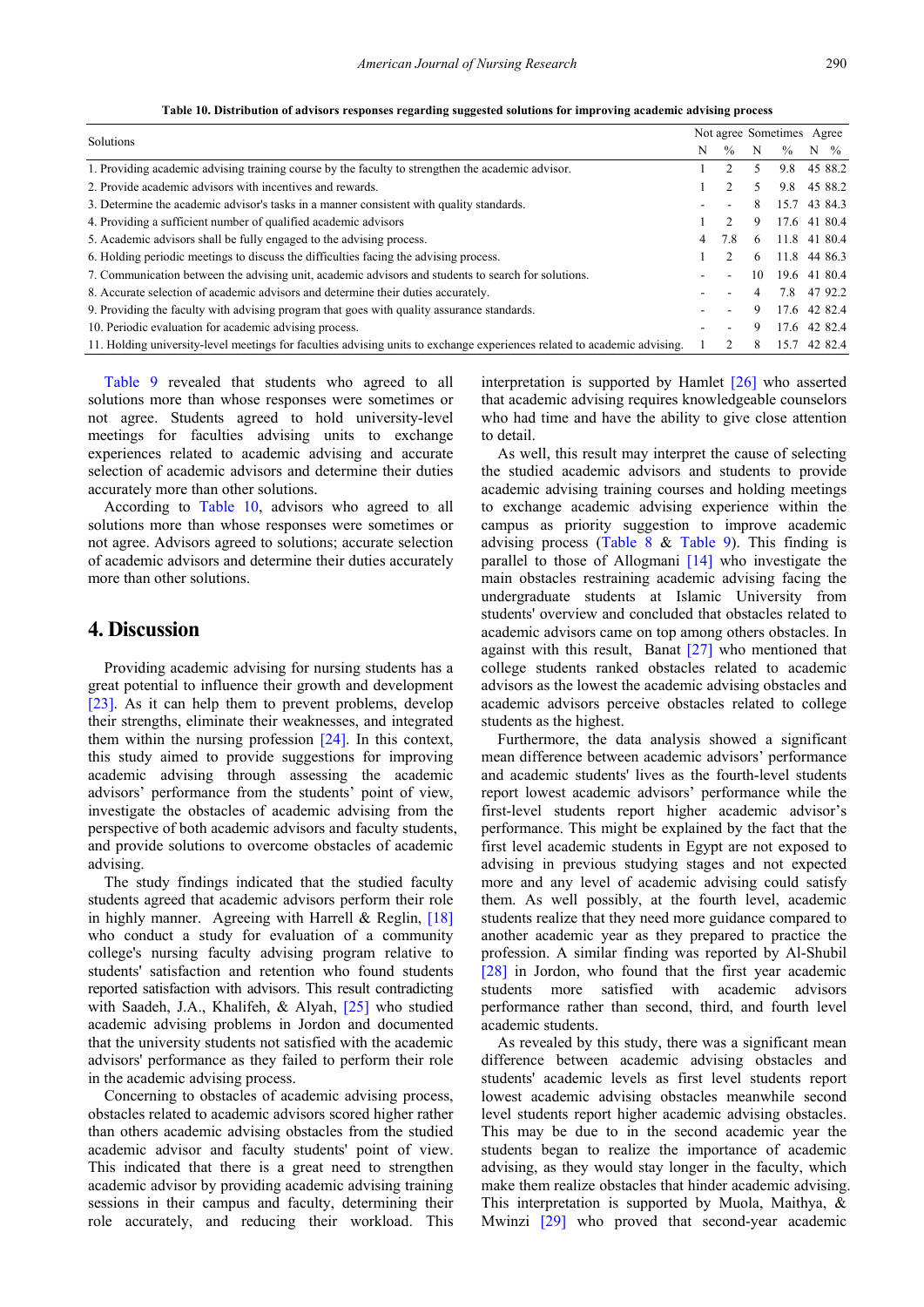**Table 10. Distribution of advisors responses regarding suggested solutions for improving academic advising process**

| Solutions | Not agree | | Sometimes | | Agree | |
|---|---|---|---|---|---|---|
| | N | % | N | % | N | % |
| 1. Providing academic advising training course by the faculty to strengthen the academic advisor. | 1 | 2 | 5 | 9.8 | 45 | 88.2 |
| 2. Provide academic advisors with incentives and rewards. | 1 | 2 | 5 | 9.8 | 45 | 88.2 |
| 3. Determine the academic advisor's tasks in a manner consistent with quality standards. | - | - | 8 | 15.7 | 43 | 84.3 |
| 4. Providing a sufficient number of qualified academic advisors | 1 | 2 | 9 | 17.6 | 41 | 80.4 |
| 5. Academic advisors shall be fully engaged to the advising process. | 4 | 7.8 | 6 | 11.8 | 41 | 80.4 |
| 6. Holding periodic meetings to discuss the difficulties facing the advising process. | 1 | 2 | 6 | 11.8 | 44 | 86.3 |
| 7. Communication between the advising unit, academic advisors and students to search for solutions. | - | - | 10 | 19.6 | 41 | 80.4 |
| 8. Accurate selection of academic advisors and determine their duties accurately. | - | - | 4 | 7.8 | 47 | 92.2 |
| 9. Providing the faculty with advising program that goes with quality assurance standards. | - | - | 9 | 17.6 | 42 | 82.4 |
| 10. Periodic evaluation for academic advising process. | - | - | 9 | 17.6 | 42 | 82.4 |
| 11. Holding university-level meetings for faculties advising units to exchange experiences related to academic advising. | 1 | 2 | 8 | 15.7 | 42 | 82.4 |

Table 9 revealed that students who agreed to all solutions more than whose responses were sometimes or not agree. Students agreed to hold university-level meetings for faculties advising units to exchange experiences related to academic advising and accurate selection of academic advisors and determine their duties accurately more than other solutions.

According to Table 10, advisors who agreed to all solutions more than whose responses were sometimes or not agree. Advisors agreed to solutions; accurate selection of academic advisors and determine their duties accurately more than other solutions.

## 4. Discussion

Providing academic advising for nursing students has a great potential to influence their growth and development [23]. As it can help them to prevent problems, develop their strengths, eliminate their weaknesses, and integrated them within the nursing profession [24]. In this context, this study aimed to provide suggestions for improving academic advising through assessing the academic advisors' performance from the students' point of view, investigate the obstacles of academic advising from the perspective of both academic advisors and faculty students, and provide solutions to overcome obstacles of academic advising.

The study findings indicated that the studied faculty students agreed that academic advisors perform their role in highly manner. Agreeing with Harrell & Reglin, [18] who conduct a study for evaluation of a community college's nursing faculty advising program relative to students' satisfaction and retention who found students reported satisfaction with advisors. This result contradicting with Saadeh, J.A., Khalifeh, & Alyah, [25] who studied academic advising problems in Jordon and documented that the university students not satisfied with the academic advisors' performance as they failed to perform their role in the academic advising process.

Concerning to obstacles of academic advising process, obstacles related to academic advisors scored higher rather than others academic advising obstacles from the studied academic advisor and faculty students' point of view. This indicated that there is a great need to strengthen academic advisor by providing academic advising training sessions in their campus and faculty, determining their role accurately, and reducing their workload. This interpretation is supported by Hamlet [26] who asserted that academic advising requires knowledgeable counselors who had time and have the ability to give close attention to detail.

As well, this result may interpret the cause of selecting the studied academic advisors and students to provide academic advising training courses and holding meetings to exchange academic advising experience within the campus as priority suggestion to improve academic advising process (Table 8 & Table 9). This finding is parallel to those of Allogmani [14] who investigate the main obstacles restraining academic advising facing the undergraduate students at Islamic University from students' overview and concluded that obstacles related to academic advisors came on top among others obstacles. In against with this result, Banat [27] who mentioned that college students ranked obstacles related to academic advisors as the lowest the academic advising obstacles and academic advisors perceive obstacles related to college students as the highest.

Furthermore, the data analysis showed a significant mean difference between academic advisors' performance and academic students' lives as the fourth-level students report lowest academic advisors' performance while the first-level students report higher academic advisor's performance. This might be explained by the fact that the first level academic students in Egypt are not exposed to advising in previous studying stages and not expected more and any level of academic advising could satisfy them. As well possibly, at the fourth level, academic students realize that they need more guidance compared to another academic year as they prepared to practice the profession. A similar finding was reported by Al-Shubil [28] in Jordon, who found that the first year academic students more satisfied with academic advisors performance rather than second, third, and fourth level academic students.

As revealed by this study, there was a significant mean difference between academic advising obstacles and students' academic levels as first level students report lowest academic advising obstacles meanwhile second level students report higher academic advising obstacles. This may be due to in the second academic year the students began to realize the importance of academic advising, as they would stay longer in the faculty, which make them realize obstacles that hinder academic advising. This interpretation is supported by Muola, Maithya, & Mwinzi [29] who proved that second-year academic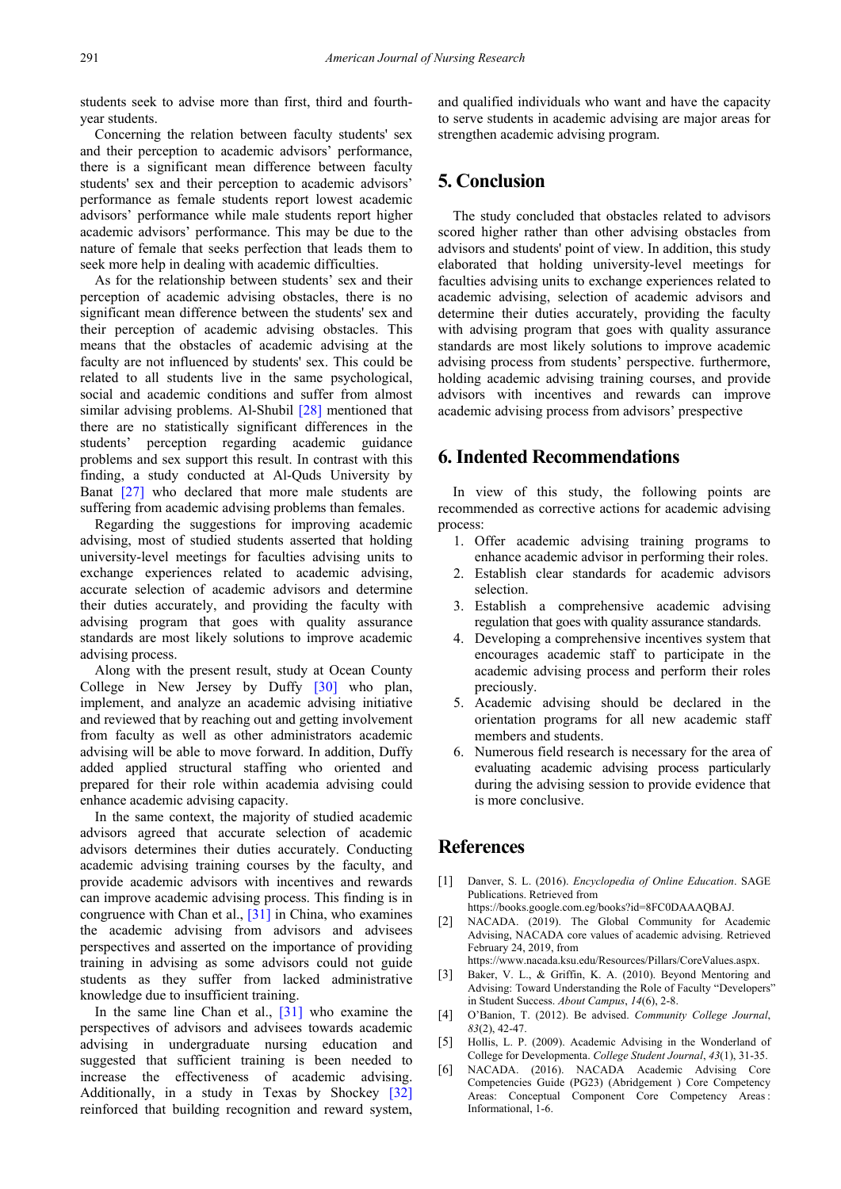students seek to advise more than first, third and fourth-year students.

Concerning the relation between faculty students' sex and their perception to academic advisors' performance, there is a significant mean difference between faculty students' sex and their perception to academic advisors' performance as female students report lowest academic advisors' performance while male students report higher academic advisors' performance. This may be due to the nature of female that seeks perfection that leads them to seek more help in dealing with academic difficulties.

As for the relationship between students' sex and their perception of academic advising obstacles, there is no significant mean difference between the students' sex and their perception of academic advising obstacles. This means that the obstacles of academic advising at the faculty are not influenced by students' sex. This could be related to all students live in the same psychological, social and academic conditions and suffer from almost similar advising problems. Al-Shubil [28] mentioned that there are no statistically significant differences in the students' perception regarding academic guidance problems and sex support this result. In contrast with this finding, a study conducted at Al-Quds University by Banat [27] who declared that more male students are suffering from academic advising problems than females.

Regarding the suggestions for improving academic advising, most of studied students asserted that holding university-level meetings for faculties advising units to exchange experiences related to academic advising, accurate selection of academic advisors and determine their duties accurately, and providing the faculty with advising program that goes with quality assurance standards are most likely solutions to improve academic advising process.

Along with the present result, study at Ocean County College in New Jersey by Duffy [30] who plan, implement, and analyze an academic advising initiative and reviewed that by reaching out and getting involvement from faculty as well as other administrators academic advising will be able to move forward. In addition, Duffy added applied structural staffing who oriented and prepared for their role within academia advising could enhance academic advising capacity.

In the same context, the majority of studied academic advisors agreed that accurate selection of academic advisors determines their duties accurately. Conducting academic advising training courses by the faculty, and provide academic advisors with incentives and rewards can improve academic advising process. This finding is in congruence with Chan et al., [31] in China, who examines the academic advising from advisors and advisees perspectives and asserted on the importance of providing training in advising as some advisors could not guide students as they suffer from lacked administrative knowledge due to insufficient training.

In the same line Chan et al., [31] who examine the perspectives of advisors and advisees towards academic advising in undergraduate nursing education and suggested that sufficient training is been needed to increase the effectiveness of academic advising. Additionally, in a study in Texas by Shockey [32] reinforced that building recognition and reward system, and qualified individuals who want and have the capacity to serve students in academic advising are major areas for strengthen academic advising program.

## 5. Conclusion

The study concluded that obstacles related to advisors scored higher rather than other advising obstacles from advisors and students' point of view. In addition, this study elaborated that holding university-level meetings for faculties advising units to exchange experiences related to academic advising, selection of academic advisors and determine their duties accurately, providing the faculty with advising program that goes with quality assurance standards are most likely solutions to improve academic advising process from students' perspective. furthermore, holding academic advising training courses, and provide advisors with incentives and rewards can improve academic advising process from advisors' prespective

## 6. Indented Recommendations

In view of this study, the following points are recommended as corrective actions for academic advising process:

1. Offer academic advising training programs to enhance academic advisor in performing their roles.
2. Establish clear standards for academic advisors selection.
3. Establish a comprehensive academic advising regulation that goes with quality assurance standards.
4. Developing a comprehensive incentives system that encourages academic staff to participate in the academic advising process and perform their roles preciously.
5. Academic advising should be declared in the orientation programs for all new academic staff members and students.
6. Numerous field research is necessary for the area of evaluating academic advising process particularly during the advising session to provide evidence that is more conclusive.

## References

[1] Danver, S. L. (2016). *Encyclopedia of Online Education*. SAGE Publications. Retrieved from https://books.google.com.eg/books?id=8FC0DAAAQBAJ.

[2] NACADA. (2019). The Global Community for Academic Advising, NACADA core values of academic advising. Retrieved February 24, 2019, from https://www.nacada.ksu.edu/Resources/Pillars/CoreValues.aspx.

[3] Baker, V. L., & Griffin, K. A. (2010). Beyond Mentoring and Advising: Toward Understanding the Role of Faculty "Developers" in Student Success. *About Campus*, *14*(6), 2-8.

[4] O'Banion, T. (2012). Be advised. *Community College Journal*, *83*(2), 42-47.

[5] Hollis, L. P. (2009). Academic Advising in the Wonderland of College for Developmenta. *College Student Journal*, *43*(1), 31-35.

[6] NACADA. (2016). NACADA Academic Advising Core Competencies Guide (PG23) (Abridgement ) Core Competency Areas: Conceptual Component Core Competency Areas : Informational, 1-6.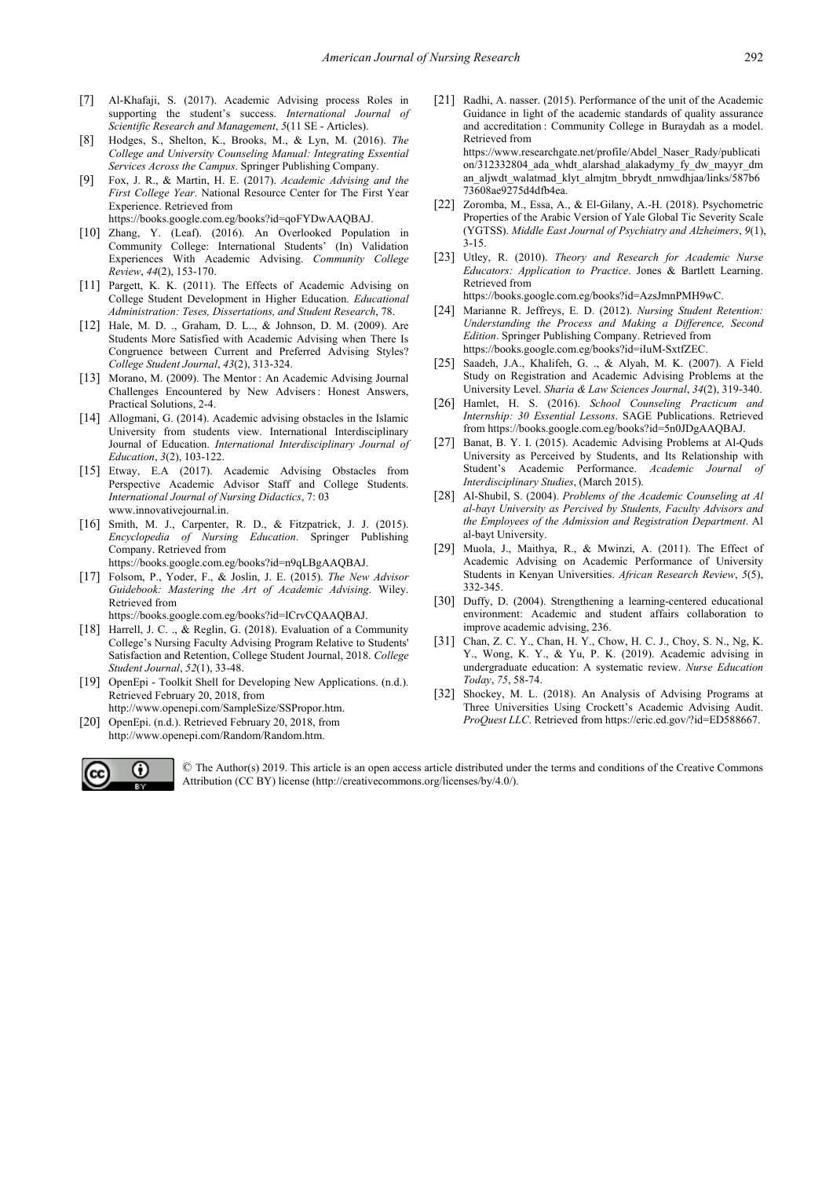[7] Al-Khafaji, S. (2017). Academic Advising process Roles in supporting the student's success. *International Journal of Scientific Research and Management*, *5*(11 SE - Articles).

[8] Hodges, S., Shelton, K., Brooks, M., & Lyn, M. (2016). *The College and University Counseling Manual: Integrating Essential Services Across the Campus*. Springer Publishing Company.

[9] Fox, J. R., & Martin, H. E. (2017). *Academic Advising and the First College Year*. National Resource Center for The First Year Experience. Retrieved from https://books.google.com.eg/books?id=qoFYDwAAQBAJ.

[10] Zhang, Y. (Leaf). (2016). An Overlooked Population in Community College: International Students' (In) Validation Experiences With Academic Advising. *Community College Review*, *44*(2), 153-170.

[11] Pargett, K. K. (2011). The Effects of Academic Advising on College Student Development in Higher Education. *Educational Administration: Teses, Dissertations, and Student Research*, 78.

[12] Hale, M. D. ., Graham, D. L.., & Johnson, D. M. (2009). Are Students More Satisfied with Academic Advising when There Is Congruence between Current and Preferred Advising Styles? *College Student Journal*, *43*(2), 313-324.

[13] Morano, M. (2009). The Mentor : An Academic Advising Journal Challenges Encountered by New Advisers : Honest Answers, Practical Solutions, 2-4.

[14] Allogmani, G. (2014). Academic advising obstacles in the Islamic University from students view. International Interdisciplinary Journal of Education. *International Interdisciplinary Journal of Education*, *3*(2), 103-122.

[15] Etway, E.A (2017). Academic Advising Obstacles from Perspective Academic Advisor Staff and College Students. *International Journal of Nursing Didactics*, 7: 03 www.innovativejournal.in.

[16] Smith, M. J., Carpenter, R. D., & Fitzpatrick, J. J. (2015). *Encyclopedia of Nursing Education*. Springer Publishing Company. Retrieved from https://books.google.com.eg/books?id=n9qLBgAAQBAJ.

[17] Folsom, P., Yoder, F., & Joslin, J. E. (2015). *The New Advisor Guidebook: Mastering the Art of Academic Advising*. Wiley. Retrieved from https://books.google.com.eg/books?id=ICrvCQAAQBAJ.

[18] Harrell, J. C. ., & Reglin, G. (2018). Evaluation of a Community College's Nursing Faculty Advising Program Relative to Students' Satisfaction and Retention, College Student Journal, 2018. *College Student Journal*, *52*(1), 33-48.

[19] OpenEpi - Toolkit Shell for Developing New Applications. (n.d.). Retrieved February 20, 2018, from http://www.openepi.com/SampleSize/SSPropor.htm.

[20] OpenEpi. (n.d.). Retrieved February 20, 2018, from http://www.openepi.com/Random/Random.htm.

[21] Radhi, A. nasser. (2015). Performance of the unit of the Academic Guidance in light of the academic standards of quality assurance and accreditation : Community College in Buraydah as a model. Retrieved from https://www.researchgate.net/profile/Abdel_Naser_Rady/publication/312332804_ada_whdt_alarshad_alakadymy_fy_dw_mayyr_dman_aljwdt_walatmad_klyt_almjtm_bbrydt_nmwdhjaa/links/587b673608ae9275d4dfb4ea.

[22] Zoromba, M., Essa, A., & El-Gilany, A.-H. (2018). Psychometric Properties of the Arabic Version of Yale Global Tic Severity Scale (YGTSS). *Middle East Journal of Psychiatry and Alzheimers*, *9*(1), 3-15.

[23] Utley, R. (2010). *Theory and Research for Academic Nurse Educators: Application to Practice*. Jones & Bartlett Learning. Retrieved from https://books.google.com.eg/books?id=AzsJmnPMH9wC.

[24] Marianne R. Jeffreys, E. D. (2012). *Nursing Student Retention: Understanding the Process and Making a Difference, Second Edition*. Springer Publishing Company. Retrieved from https://books.google.com.eg/books?id=iIuM-SxtfZEC.

[25] Saadeh, J.A., Khalifeh, G. ., & Alyah, M. K. (2007). A Field Study on Registration and Academic Advising Problems at the University Level. *Sharia & Law Sciences Journal*, *34*(2), 319-340.

[26] Hamlet, H. S. (2016). *School Counseling Practicum and Internship: 30 Essential Lessons*. SAGE Publications. Retrieved from https://books.google.com.eg/books?id=5n0JDgAAQBAJ.

[27] Banat, B. Y. I. (2015). Academic Advising Problems at Al-Quds University as Perceived by Students, and Its Relationship with Student's Academic Performance. *Academic Journal of Interdisciplinary Studies*, (March 2015).

[28] Al-Shubil, S. (2004). *Problems of the Academic Counseling at Al al-bayt University as Percived by Students, Faculty Advisors and the Employees of the Admission and Registration Department*. Al al-bayt University.

[29] Muola, J., Maithya, R., & Mwinzi, A. (2011). The Effect of Academic Advising on Academic Performance of University Students in Kenyan Universities. *African Research Review*, *5*(5), 332-345.

[30] Duffy, D. (2004). Strengthening a learning-centered educational environment: Academic and student affairs collaboration to improve academic advising, 236.

[31] Chan, Z. C. Y., Chan, H. Y., Chow, H. C. J., Choy, S. N., Ng, K. Y., Wong, K. Y., & Yu, P. K. (2019). Academic advising in undergraduate education: A systematic review. *Nurse Education Today*, *75*, 58-74.

[32] Shockey, M. L. (2018). An Analysis of Advising Programs at Three Universities Using Crockett's Academic Advising Audit. *ProQuest LLC*. Retrieved from https://eric.ed.gov/?id=ED588667.

© The Author(s) 2019. This article is an open access article distributed under the terms and conditions of the Creative Commons Attribution (CC BY) license (http://creativecommons.org/licenses/by/4.0/).